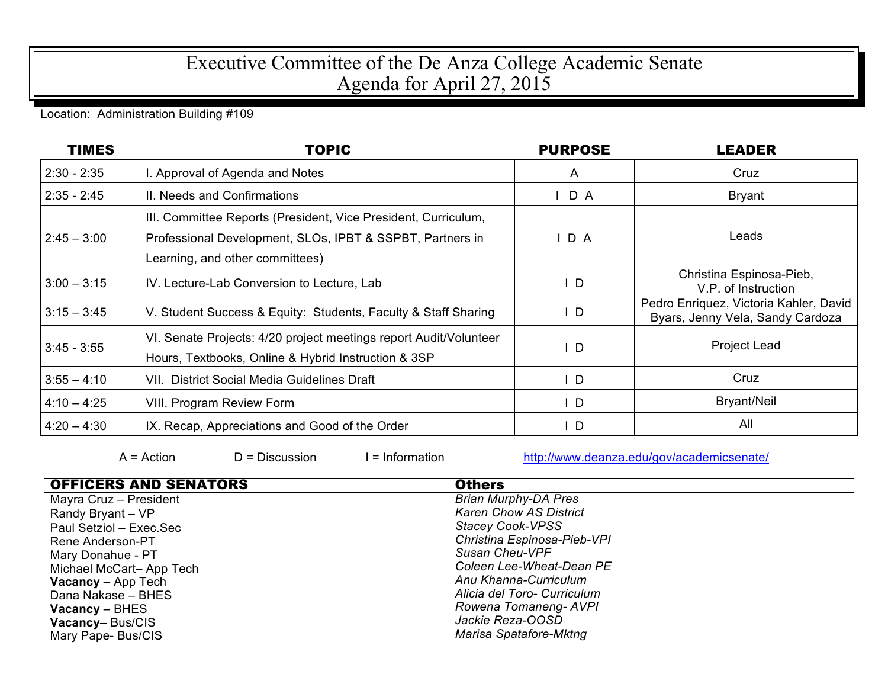# Executive Committee of the De Anza College Academic Senate
# Agenda for April 27, 2015

Location: Administration Building #109

| TIMES | TOPIC | PURPOSE | LEADER |
|---|---|---|---|
| 2:30 - 2:35 | I. Approval of Agenda and Notes | A | Cruz |
| 2:35 - 2:45 | II. Needs and Confirmations | I D A | Bryant |
| 2:45 – 3:00 | III. Committee Reports (President, Vice President, Curriculum, Professional Development, SLOs, IPBT & SSPBT, Partners in Learning, and other committees) | I D A | Leads |
| 3:00 – 3:15 | IV. Lecture-Lab Conversion to Lecture, Lab | I D | Christina Espinosa-Pieb, V.P. of Instruction |
| 3:15 – 3:45 | V. Student Success & Equity: Students, Faculty & Staff Sharing | I D | Pedro Enriquez, Victoria Kahler, David Byars, Jenny Vela, Sandy Cardoza |
| 3:45 - 3:55 | VI. Senate Projects: 4/20 project meetings report Audit/Volunteer Hours, Textbooks, Online & Hybrid Instruction & 3SP | I D | Project Lead |
| 3:55 – 4:10 | VII. District Social Media Guidelines Draft | I D | Cruz |
| 4:10 – 4:25 | VIII. Program Review Form | I D | Bryant/Neil |
| 4:20 – 4:30 | IX. Recap, Appreciations and Good of the Order | I D | All |

A = Action D = Discussion I = Information http://www.deanza.edu/gov/academicsenate/

| OFFICERS AND SENATORS | Others |
|---|---|
| Mayra Cruz – President | *Brian Murphy-DA Pres* |
| Randy Bryant – VP | *Karen Chow AS District* |
| Paul Setziol – Exec.Sec | *Stacey Cook-VPSS* |
| Rene Anderson-PT | *Christina Espinosa-Pieb-VPI* |
| Mary Donahue - PT | *Susan Cheu-VPF* |
| Michael McCart– App Tech | *Coleen Lee-Wheat-Dean PE* |
| **Vacancy** – App Tech | *Anu Khanna-Curriculum* |
| Dana Nakase – BHES | *Alicia del Toro- Curriculum* |
| **Vacancy** – BHES | *Rowena Tomaneng- AVPI* |
| **Vacancy**– Bus/CIS | *Jackie Reza-OOSD* |
| Mary Pape- Bus/CIS | *Marisa Spatafore-Mktng* |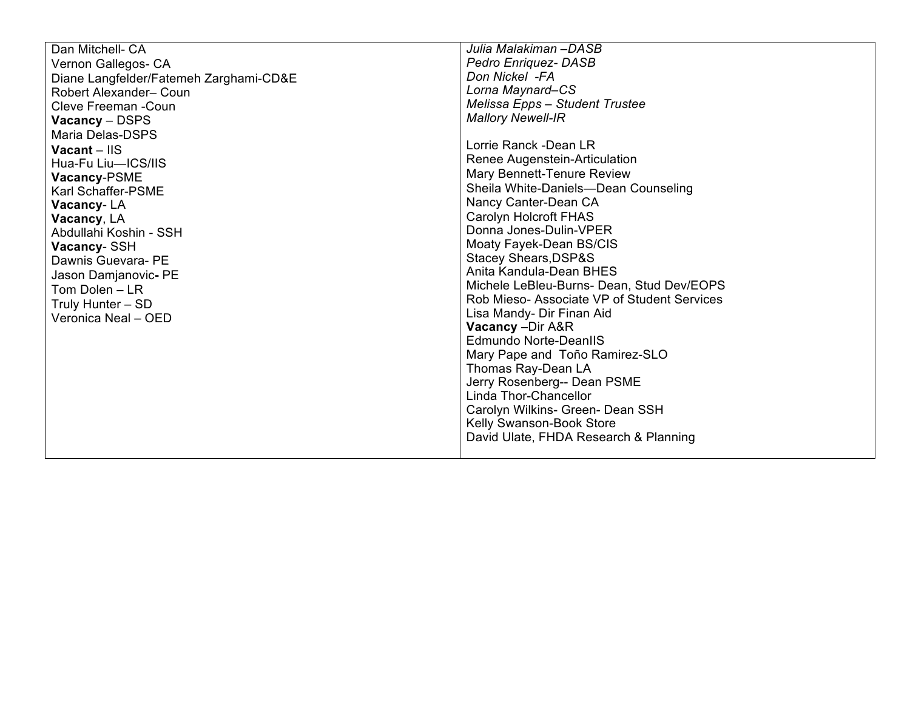| | |
|---|---|
| Dan Mitchell- CA<br>Vernon Gallegos- CA<br>Diane Langfelder/Fatemeh Zarghami-CD&E<br>Robert Alexander– Coun<br>Cleve Freeman -Coun<br>**Vacancy** – DSPS<br>Maria Delas-DSPS<br>**Vacant** – IIS<br>Hua-Fu Liu—ICS/IIS<br>**Vacancy**-PSME<br>Karl Schaffer-PSME<br>**Vacancy**- LA<br>**Vacancy**, LA<br>Abdullahi Koshin - SSH<br>**Vacancy**- SSH<br>Dawnis Guevara- PE<br>Jason Damjanovic**-** PE<br>Tom Dolen – LR<br>Truly Hunter – SD<br>Veronica Neal – OED | *Julia Malakiman –DASB*<br>*Pedro Enriquez- DASB*<br>*Don Nickel -FA*<br>*Lorna Maynard–CS*<br>*Melissa Epps – Student Trustee*<br>*Mallory Newell-IR*<br><br>Lorrie Ranck -Dean LR<br>Renee Augenstein-Articulation<br>Mary Bennett-Tenure Review<br>Sheila White-Daniels—Dean Counseling<br>Nancy Canter-Dean CA<br>Carolyn Holcroft FHAS<br>Donna Jones-Dulin-VPER<br>Moaty Fayek-Dean BS/CIS<br>Stacey Shears,DSP&S<br>Anita Kandula-Dean BHES<br>Michele LeBleu-Burns- Dean, Stud Dev/EOPS<br>Rob Mieso- Associate VP of Student Services<br>Lisa Mandy- Dir Finan Aid<br>**Vacancy** –Dir A&R<br>Edmundo Norte-DeanIIS<br>Mary Pape and Toño Ramirez-SLO<br>Thomas Ray-Dean LA<br>Jerry Rosenberg-- Dean PSME<br>Linda Thor-Chancellor<br>Carolyn Wilkins- Green- Dean SSH<br>Kelly Swanson-Book Store<br>David Ulate, FHDA Research & Planning |